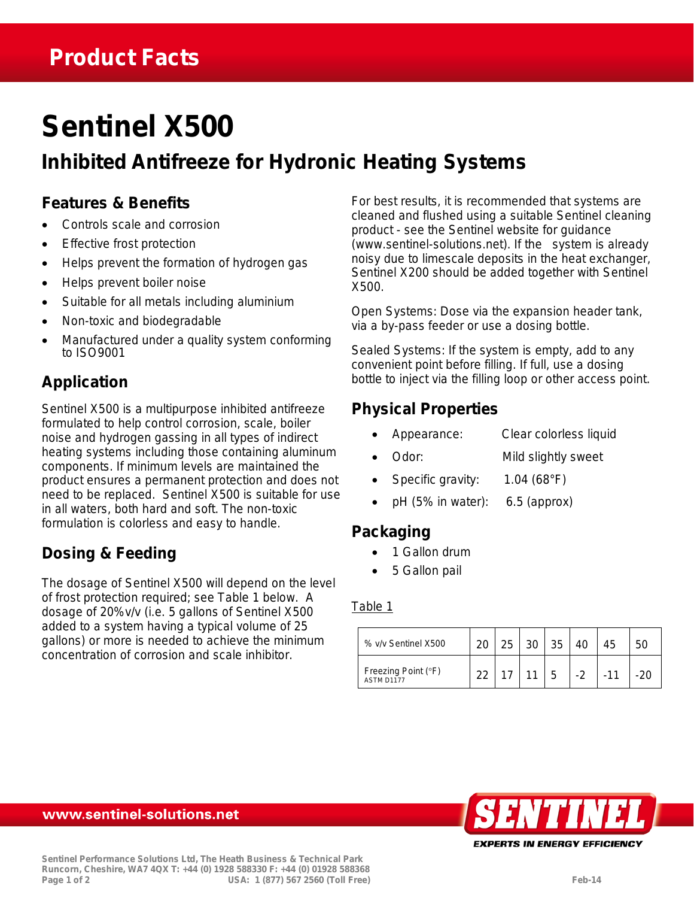# Product Facts

# Sentinel X500

## Inhibited Antifreeze for Hydronic Heating Systems

### Features & Benefits

- Controls scale and corrosion
- Effective frost protection
- Helps prevent the formation of hydrogen gas
- Helps prevent boiler noise
- Suitable for all metals including aluminium
- Non-toxic and biodegradable
- Manufactured under a quality system conforming to ISO9001

### Application

Sentinel X500 is a multipurpose inhibited antifreeze formulated to help control corrosion, scale, boiler noise and hydrogen gassing in all types of indirect heating systems including those containing aluminum components. If minimum levels are maintained the product ensures a permanent protection and does not need to be replaced. Sentinel X500 is suitable for use in all waters, both hard and soft. The non-toxic formulation is colorless and easy to handle.

### Dosing & Feeding

The dosage of Sentinel X500 will depend on the level of frost protection required; see Table 1 below. A dosage of 20%v/v (i.e. 5 gallons of Sentinel X500 added to a system having a typical volume of 25 gallons) or more is needed to achieve the minimum concentration of corrosion and scale inhibitor.

For best results, it is recommended that systems are cleaned and flushed using a suitable Sentinel cleaning product - see the Sentinel website for guidance (www.sentinel-solutions.net). If the system is already noisy due to limescale deposits in the heat exchanger, Sentinel X200 should be added together with Sentinel X500.

Open Systems: Dose via the expansion header tank, via a by-pass feeder or use a dosing bottle.

Sealed Systems: If the system is empty, add to any convenient point before filling. If full, use a dosing bottle to inject via the filling loop or other access point.

### Physical Properties

- Appearance: Clear colorless liquid
- Odor: Mild slightly sweet
- Specific gravity: 1.04 (68°F)
- pH (5% in water): 6.5 (approx)

### Packaging

- 1 Gallon drum
- 5 Gallon pail

Table 1

| % v/v Sentinel X500 | 20 | 25 | 30 | 35 | 40 | 45 | 50 |
|---|---|---|---|---|---|---|---|
| Freezing Point (°F) ASTM D1177 | 22 | 17 | 11 | 5 | -2 | -11 | -20 |

www.sentinel-solutions.net

SENTINEL
EXPERTS IN ENERGY EFFICIENCY

Sentinel Performance Solutions Ltd, The Heath Business & Technical Park
Runcorn, Cheshire, WA7 4QX T: +44 (0) 1928 588330 F: +44 (0) 01928 588368
USA: 1 (877) 567 2560 (Toll Free)

Feb-14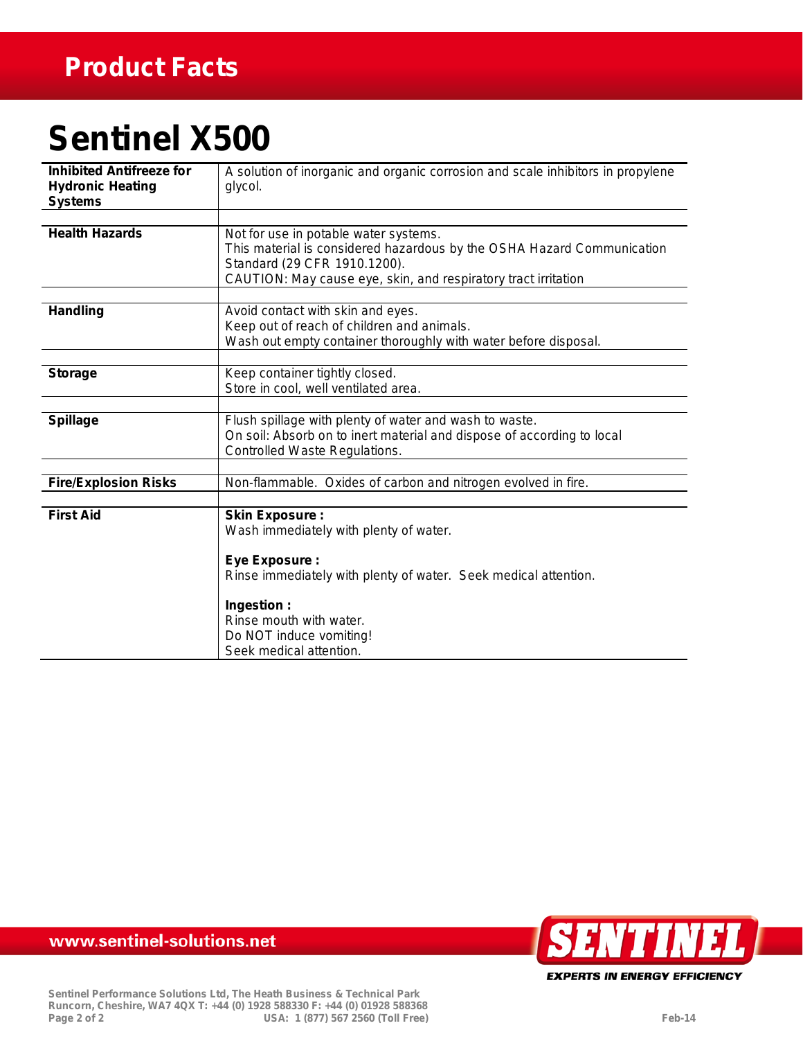# Sentinel X500

| | |
|---|---|
| **Inhibited Antifreeze for Hydronic Heating Systems** | A solution of inorganic and organic corrosion and scale inhibitors in propylene glycol. |
| **Health Hazards** | Not for use in potable water systems.<br>This material is considered hazardous by the OSHA Hazard Communication Standard (29 CFR 1910.1200).<br>CAUTION: May cause eye, skin, and respiratory tract irritation |
| **Handling** | Avoid contact with skin and eyes.<br>Keep out of reach of children and animals.<br>Wash out empty container thoroughly with water before disposal. |
| **Storage** | Keep container tightly closed.<br>Store in cool, well ventilated area. |
| **Spillage** | Flush spillage with plenty of water and wash to waste.<br>On soil: Absorb on to inert material and dispose of according to local Controlled Waste Regulations. |
| **Fire/Explosion Risks** | Non-flammable. Oxides of carbon and nitrogen evolved in fire. |
| **First Aid** | **Skin Exposure :**<br>Wash immediately with plenty of water.<br><br>**Eye Exposure :**<br>Rinse immediately with plenty of water. Seek medical attention.<br><br>**Ingestion :**<br>Rinse mouth with water.<br>Do NOT induce vomiting!<br>Seek medical attention. |

www.sentinel-solutions.net

SENTINEL
EXPERTS IN ENERGY EFFICIENCY

Sentinel Performance Solutions Ltd, The Heath Business & Technical Park
Runcorn, Cheshire, WA7 4QX T: +44 (0) 1928 588330 F: +44 (0) 01928 588368
USA: 1 (877) 567 2560 (Toll Free)

Feb-14